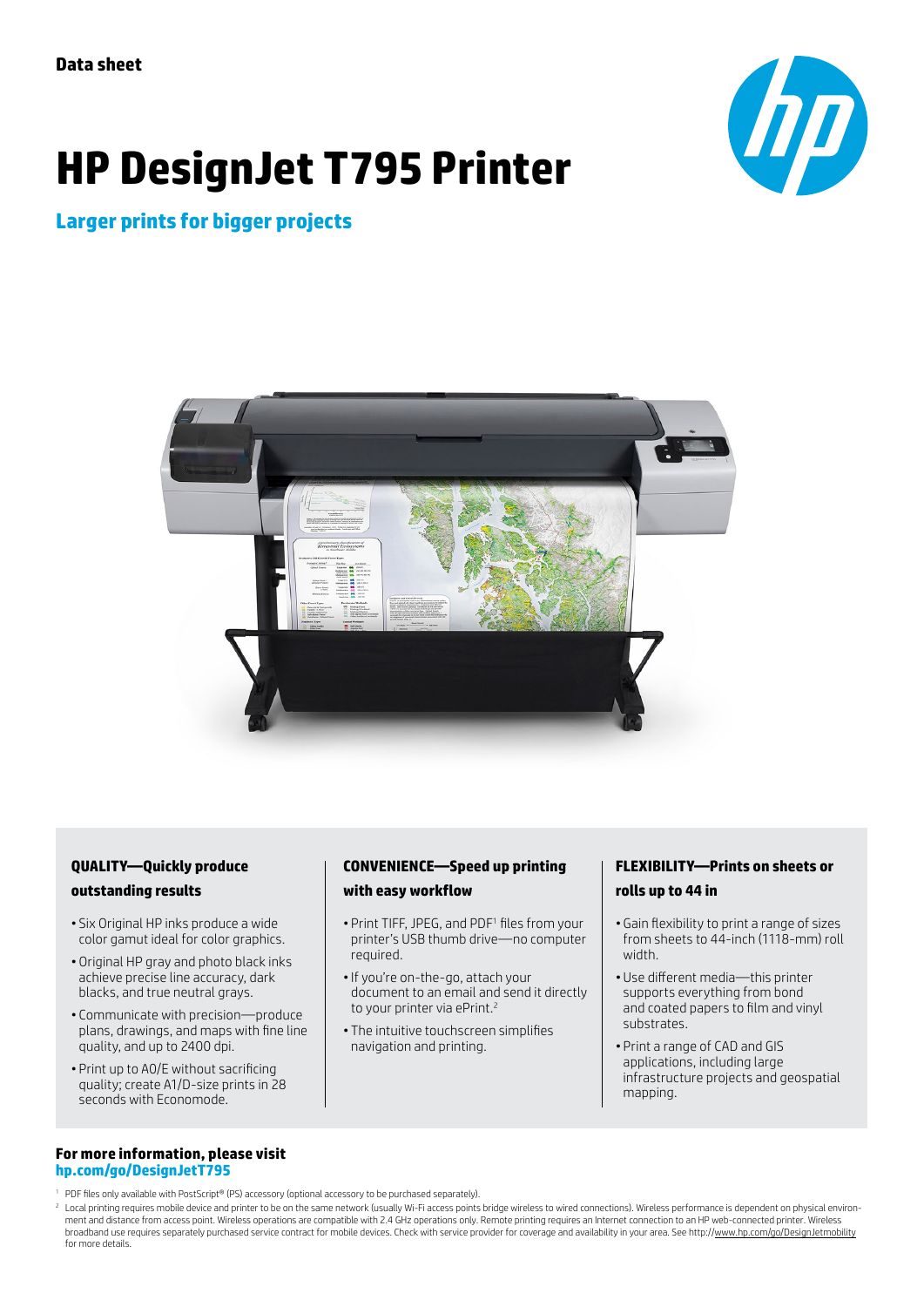Data sheet

# HP DesignJet T795 Printer

## Larger prints for bigger projects

### QUALITY—Quickly produce outstanding results

- Six Original HP inks produce a wide color gamut ideal for color graphics.
- Original HP gray and photo black inks achieve precise line accuracy, dark blacks, and true neutral grays.
- Communicate with precision—produce plans, drawings, and maps with fine line quality, and up to 2400 dpi.
- Print up to A0/E without sacrificing quality; create A1/D-size prints in 28 seconds with Economode.

### CONVENIENCE—Speed up printing with easy workflow

- Print TIFF, JPEG, and PDF[1] files from your printer's USB thumb drive—no computer required.
- If you're on-the-go, attach your document to an email and send it directly to your printer via ePrint.[2]
- The intuitive touchscreen simplifies navigation and printing.

### FLEXIBILITY—Prints on sheets or rolls up to 44 in

- Gain flexibility to print a range of sizes from sheets to 44-inch (1118-mm) roll width.
- Use different media—this printer supports everything from bond and coated papers to film and vinyl substrates.
- Print a range of CAD and GIS applications, including large infrastructure projects and geospatial mapping.

**For more information, please visit**
**hp.com/go/DesignJetT795**

[1] PDF files only available with PostScript® (PS) accessory (optional accessory to be purchased separately).

[2] Local printing requires mobile device and printer to be on the same network (usually Wi-Fi access points bridge wireless to wired connections). Wireless performance is dependent on physical environment and distance from access point. Wireless operations are compatible with 2.4 GHz operations only. Remote printing requires an Internet connection to an HP web-connected printer. Wireless broadband use requires separately purchased service contract for mobile devices. Check with service provider for coverage and availability in your area. See http://www.hp.com/go/DesignJetmobility for more details.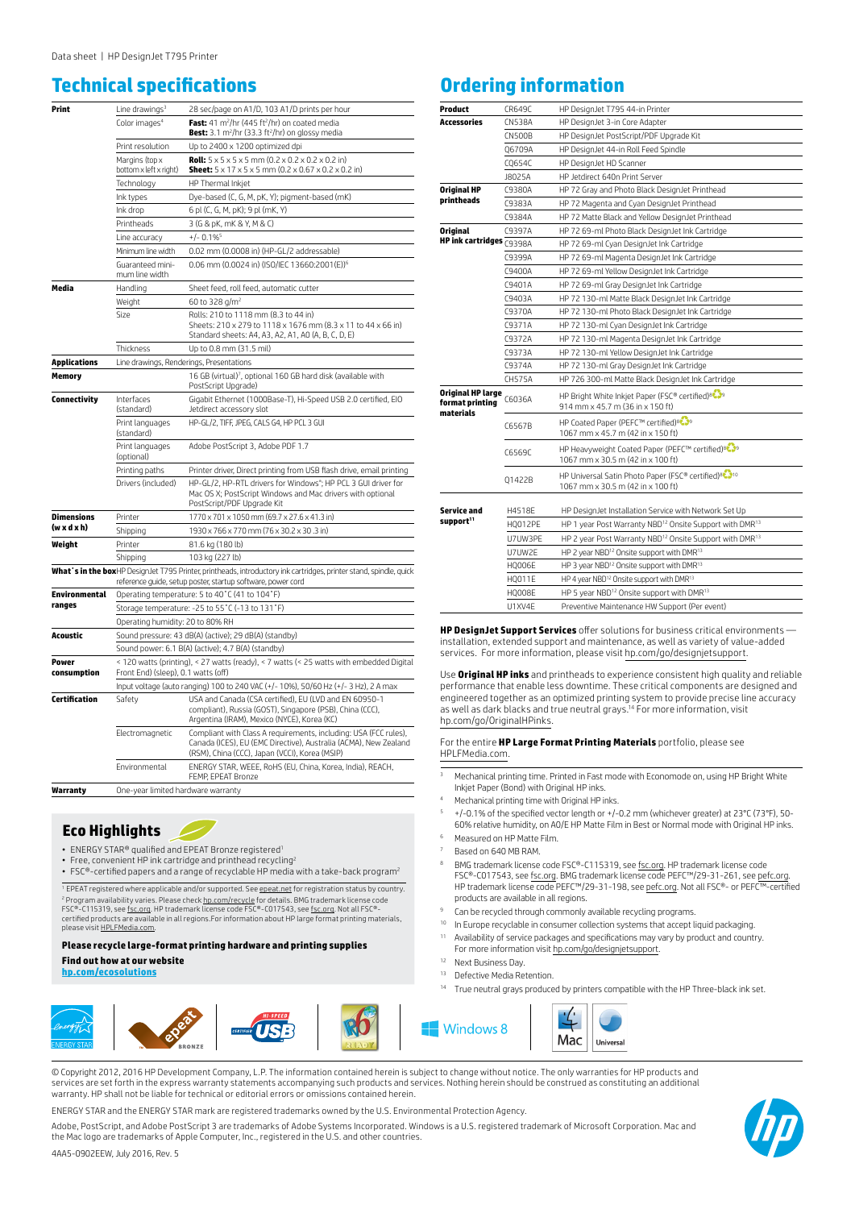## Technical specifications

| | | |
|---|---|---|
| **Print** | Line drawings[3] | 28 sec/page on A1/D, 103 A1/D prints per hour |
| | Color images[4] | **Fast:** 41 m²/hr (445 ft²/hr) on coated media<br>**Best:** 3.1 m²/hr (33.3 ft²/hr) on glossy media |
| | Print resolution | Up to 2400 x 1200 optimized dpi |
| | Margins (top x bottom x left x right) | **Roll:** 5 x 5 x 5 x 5 mm (0.2 x 0.2 x 0.2 x 0.2 in)<br>**Sheet:** 5 x 17 x 5 x 5 mm (0.2 x 0.67 x 0.2 x 0.2 in) |
| | Technology | HP Thermal Inkjet |
| | Ink types | Dye-based (C, G, M, pK, Y); pigment-based (mK) |
| | Ink drop | 6 pl (C, G, M, pK); 9 pl (mK, Y) |
| | Printheads | 3 (G & pK, mK & Y, M & C) |
| | Line accuracy | +/- 0.1%[5] |
| | Minimum line width | 0.02 mm (0.0008 in) (HP-GL/2 addressable) |
| | Guaranteed minimum line width | 0.06 mm (0.0024 in) (ISO/IEC 13660:2001(E))[6] |
| **Media** | Handling | Sheet feed, roll feed, automatic cutter |
| | Weight | 60 to 328 g/m² |
| | Size | Rolls: 210 to 1118 mm (8.3 to 44 in)<br>Sheets: 210 x 279 to 1118 x 1676 mm (8.3 x 11 to 44 x 66 in)<br>Standard sheets: A4, A3, A2, A1, A0 (A, B, C, D, E) |
| | Thickness | Up to 0.8 mm (31.5 mil) |
| **Applications** | Line drawings, Renderings, Presentations | |
| **Memory** | | 16 GB (virtual)[7], optional 160 GB hard disk (available with PostScript Upgrade) |
| **Connectivity** | Interfaces (standard) | Gigabit Ethernet (1000Base-T), Hi-Speed USB 2.0 certified, EIO Jetdirect accessory slot |
| | Print languages (standard) | HP-GL/2, TIFF, JPEG, CALS G4, HP PCL 3 GUI |
| | Print languages (optional) | Adobe PostScript 3, Adobe PDF 1.7 |
| | Printing paths | Printer driver, Direct printing from USB flash drive, email printing |
| | Drivers (included) | HP-GL/2, HP-RTL drivers for Windows®; HP PCL 3 GUI driver for Mac OS X; PostScript Windows and Mac drivers with optional PostScript/PDF Upgrade Kit |
| **Dimensions (w x d x h)** | Printer | 1770 x 701 x 1050 mm (69.7 x 27.6 x 41.3 in) |
| | Shipping | 1930 x 766 x 770 mm (76 x 30.2 x 30 .3 in) |
| **Weight** | Printer | 81.6 kg (180 lb) |
| | Shipping | 103 kg (227 lb) |
| **What's in the box** | HP DesignJet T795 Printer, printheads, introductory ink cartridges, printer stand, spindle, quick reference guide, setup poster, startup software, power cord | |
| **Environmental ranges** | Operating temperature: 5 to 40°C (41 to 104°F) | |
| | Storage temperature: -25 to 55°C (-13 to 131°F) | |
| | Operating humidity: 20 to 80% RH | |
| **Acoustic** | Sound pressure: 43 dB(A) (active); 29 dB(A) (standby) | |
| | Sound power: 6.1 B(A) (active); 4.7 B(A) (standby) | |
| **Power consumption** | < 120 watts (printing), < 27 watts (ready), < 7 watts (< 25 watts with embedded Digital Front End) (sleep), 0.1 watts (off) | |
| | Input voltage (auto ranging) 100 to 240 VAC (+/- 10%), 50/60 Hz (+/- 3 Hz), 2 A max | |
| **Certification** | Safety | USA and Canada (CSA certified), EU (LVD and EN 60950-1 compliant), Russia (GOST), Singapore (PSB), China (CCC), Argentina (IRAM), Mexico (NYCE), Korea (KC) |
| | Electromagnetic | Compliant with Class A requirements, including: USA (FCC rules), Canada (ICES), EU (EMC Directive), Australia (ACMA), New Zealand (RSM), China (CCC), Japan (VCCI), Korea (MSIP) |
| | Environmental | ENERGY STAR, WEEE, RoHS (EU, China, Korea, India), REACH, FEMP, EPEAT Bronze |
| **Warranty** | One-year limited hardware warranty | |

### Eco Highlights

- ENERGY STAR® qualified and EPEAT Bronze registered[1]
- Free, convenient HP ink cartridge and printhead recycling[2]
- FSC®-certified papers and a range of recyclable HP media with a take-back program[2]

[1] EPEAT registered where applicable and/or supported. See epeat.net for registration status by country.
[2] Program availability varies. Please check hp.com/recycle for details. BMG trademark license code FSC®-C115319, see fsc.org. HP trademark license code FSC®-C017543, see fsc.org. Not all FSC®-certified products are available in all regions. For information about HP large format printing materials, please visit HPLFMedia.com.

**Please recycle large-format printing hardware and printing supplies**

**Find out how at our website**
**hp.com/ecosolutions**

## Ordering information

| | | |
|---|---|---|
| **Product** | CR649C | HP DesignJet T795 44-in Printer |
| **Accessories** | CN538A | HP DesignJet 3-in Core Adapter |
| | CN500B | HP DesignJet PostScript/PDF Upgrade Kit |
| | Q6709A | HP DesignJet 44-in Roll Feed Spindle |
| | CQ654C | HP DesignJet HD Scanner |
| | J8025A | HP Jetdirect 640n Print Server |
| **Original HP printheads** | C9380A | HP 72 Gray and Photo Black DesignJet Printhead |
| | C9383A | HP 72 Magenta and Cyan DesignJet Printhead |
| | C9384A | HP 72 Matte Black and Yellow DesignJet Printhead |
| **Original HP ink cartridges** | C9397A | HP 72 69-ml Photo Black DesignJet Ink Cartridge |
| | C9398A | HP 72 69-ml Cyan DesignJet Ink Cartridge |
| | C9399A | HP 72 69-ml Magenta DesignJet Ink Cartridge |
| | C9400A | HP 72 69-ml Yellow DesignJet Ink Cartridge |
| | C9401A | HP 72 69-ml Gray DesignJet Ink Cartridge |
| | C9403A | HP 72 130-ml Matte Black DesignJet Ink Cartridge |
| | C9370A | HP 72 130-ml Photo Black DesignJet Ink Cartridge |
| | C9371A | HP 72 130-ml Cyan DesignJet Ink Cartridge |
| | C9372A | HP 72 130-ml Magenta DesignJet Ink Cartridge |
| | C9373A | HP 72 130-ml Yellow DesignJet Ink Cartridge |
| | C9374A | HP 72 130-ml Gray DesignJet Ink Cartridge |
| | CH575A | HP 726 300-ml Matte Black DesignJet Ink Cartridge |
| **Original HP large format printing materials** | C6036A | HP Bright White Inkjet Paper (FSC® certified)[8,9]<br>914 mm x 45.7 m (36 in x 150 ft) |
| | C6567B | HP Coated Paper (PEFC™ certified)[8,9]<br>1067 mm x 45.7 m (42 in x 150 ft) |
| | C6569C | HP Heavyweight Coated Paper (PEFC™ certified)[8,9]<br>1067 mm x 30.5 m (42 in x 100 ft) |
| | Q1422B | HP Universal Satin Photo Paper (FSC® certified)[8,10]<br>1067 mm x 30.5 m (42 in x 100 ft) |
| **Service and support**[11] | H4518E | HP DesignJet Installation Service with Network Set Up |
| | HQ012PE | HP 1 year Post Warranty NBD[12] Onsite Support with DMR[13] |
| | U7UW3PE | HP 2 year Post Warranty NBD[12] Onsite Support with DMR[13] |
| | U7UW2E | HP 2 year NBD[12] Onsite support with DMR[13] |
| | HQ006E | HP 3 year NBD[12] Onsite support with DMR[13] |
| | HQ011E | HP 4 year NBD[12] Onsite support with DMR[13] |
| | HQ008E | HP 5 year NBD[12] Onsite support with DMR[13] |
| | U1XV4E | Preventive Maintenance HW Support (Per event) |

**HP DesignJet Support Services** offer solutions for business critical environments — installation, extended support and maintenance, as well as variety of value-added services. For more information, please visit hp.com/go/designjetsupport.

Use **Original HP inks** and printheads to experience consistent high quality and reliable performance that enable less downtime. These critical components are designed and engineered together as an optimized printing system to provide precise line accuracy as well as dark blacks and true neutral grays.[14] For more information, visit hp.com/go/OriginalHPinks.

For the entire **HP Large Format Printing Materials** portfolio, please see HPLFMedia.com.

[3] Mechanical printing time. Printed in Fast mode with Economode on, using HP Bright White Inkjet Paper (Bond) with Original HP inks.
[4] Mechanical printing time with Original HP inks.
[5] +/-0.1% of the specified vector length or +/-0.2 mm (whichever greater) at 23°C (73°F), 50-60% relative humidity, on A0/E HP Matte Film in Best or Normal mode with Original HP inks.
[6] Measured on HP Matte Film.
[7] Based on 640 MB RAM.
[8] BMG trademark license code FSC®-C115319, see fsc.org. HP trademark license code FSC®-C017543, see fsc.org. BMG trademark license code PEFC™/29-31-261, see pefc.org. HP trademark license code PEFC™/29-31-198, see pefc.org. Not all FSC®- or PEFC™-certified products are available in all regions.
[9] Can be recycled through commonly available recycling programs.
[10] In Europe recyclable in consumer collection systems that accept liquid packaging.
[11] Availability of service packages and specifications may vary by product and country. For more information visit hp.com/go/designjetsupport.
[12] Next Business Day.
[13] Defective Media Retention.
[14] True neutral grays produced by printers compatible with the HP Three-black ink set.

ENERGY STAR | epeat BRONZE | CERTIFIED HI-SPEED USB | IPv6 READY | Windows 8 | Mac | Universal

© Copyright 2012, 2016 HP Development Company, L.P. The information contained herein is subject to change without notice. The only warranties for HP products and services are set forth in the express warranty statements accompanying such products and services. Nothing herein should be construed as constituting an additional warranty. HP shall not be liable for technical or editorial errors or omissions contained herein.

ENERGY STAR and the ENERGY STAR mark are registered trademarks owned by the U.S. Environmental Protection Agency.

Adobe, PostScript, and Adobe PostScript 3 are trademarks of Adobe Systems Incorporated. Windows is a U.S. registered trademark of Microsoft Corporation. Mac and the Mac logo are trademarks of Apple Computer, Inc., registered in the U.S. and other countries.

4AA5-0902EEW, July 2016, Rev. 5